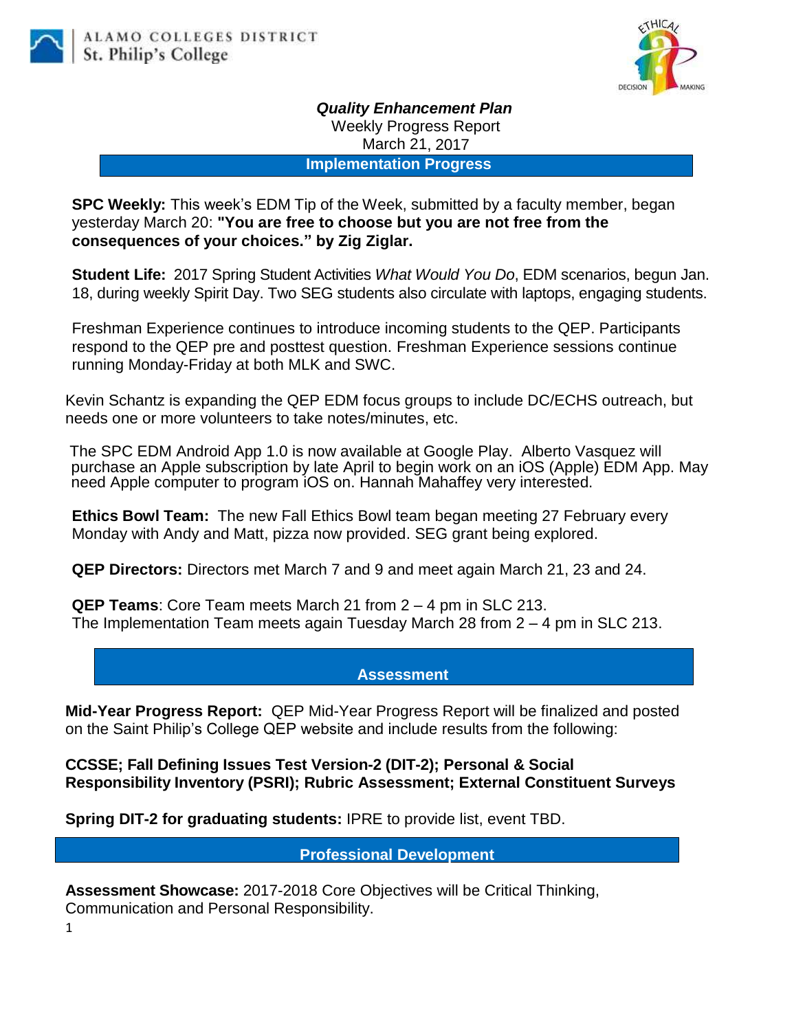ALAMO COLLEGES DISTRICT
St. Philip's College

## *Quality Enhancement Plan*

Weekly Progress Report
March 21, 2017

## Implementation Progress

**SPC Weekly:** This week's EDM Tip of the Week, submitted by a faculty member, began yesterday March 20: **"You are free to choose but you are not free from the consequences of your choices." by Zig Ziglar.**

**Student Life:** 2017 Spring Student Activities *What Would You Do*, EDM scenarios, begun Jan. 18, during weekly Spirit Day. Two SEG students also circulate with laptops, engaging students.

Freshman Experience continues to introduce incoming students to the QEP. Participants respond to the QEP pre and posttest question. Freshman Experience sessions continue running Monday-Friday at both MLK and SWC.

Kevin Schantz is expanding the QEP EDM focus groups to include DC/ECHS outreach, but needs one or more volunteers to take notes/minutes, etc.

The SPC EDM Android App 1.0 is now available at Google Play. Alberto Vasquez will purchase an Apple subscription by late April to begin work on an iOS (Apple) EDM App. May need Apple computer to program iOS on. Hannah Mahaffey very interested.

**Ethics Bowl Team:** The new Fall Ethics Bowl team began meeting 27 February every Monday with Andy and Matt, pizza now provided. SEG grant being explored.

**QEP Directors:** Directors met March 7 and 9 and meet again March 21, 23 and 24.

**QEP Teams**: Core Team meets March 21 from 2 – 4 pm in SLC 213.
The Implementation Team meets again Tuesday March 28 from 2 – 4 pm in SLC 213.

## Assessment

**Mid-Year Progress Report:** QEP Mid-Year Progress Report will be finalized and posted on the Saint Philip's College QEP website and include results from the following:

**CCSSE; Fall Defining Issues Test Version-2 (DIT-2); Personal & Social Responsibility Inventory (PSRI); Rubric Assessment; External Constituent Surveys**

**Spring DIT-2 for graduating students:** IPRE to provide list, event TBD.

## Professional Development

**Assessment Showcase:** 2017-2018 Core Objectives will be Critical Thinking, Communication and Personal Responsibility.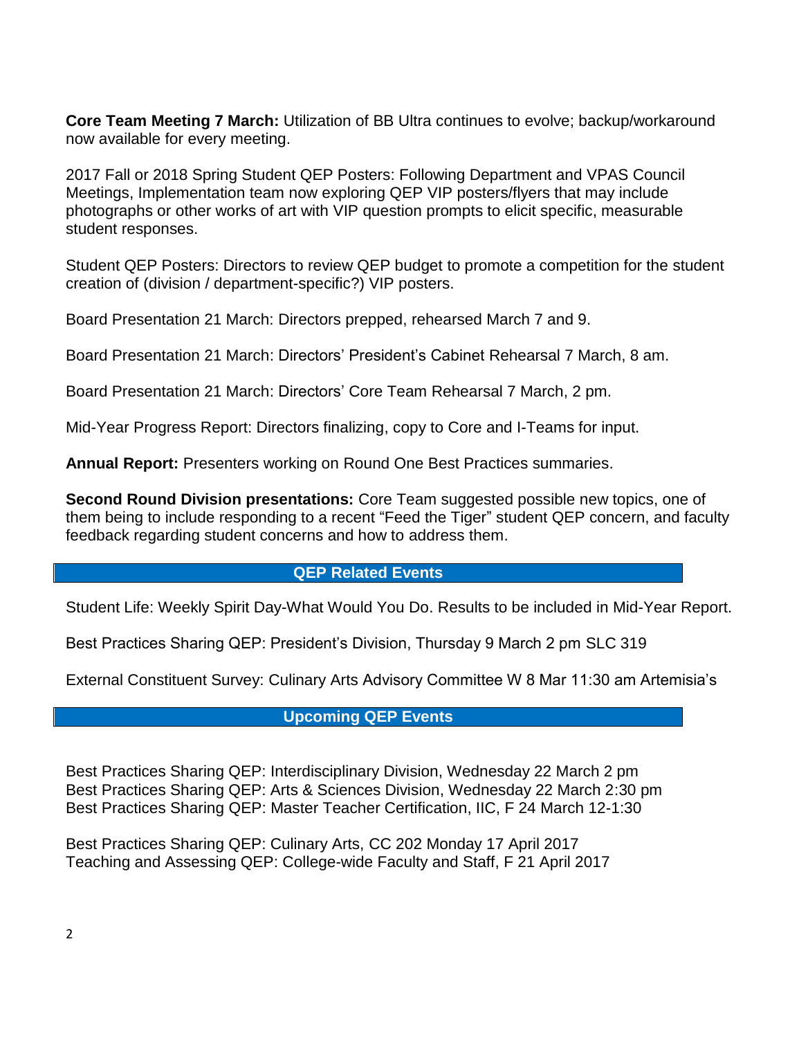**Core Team Meeting 7 March:** Utilization of BB Ultra continues to evolve; backup/workaround now available for every meeting.

2017 Fall or 2018 Spring Student QEP Posters: Following Department and VPAS Council Meetings, Implementation team now exploring QEP VIP posters/flyers that may include photographs or other works of art with VIP question prompts to elicit specific, measurable student responses.

Student QEP Posters: Directors to review QEP budget to promote a competition for the student creation of (division / department-specific?) VIP posters.

Board Presentation 21 March: Directors prepped, rehearsed March 7 and 9.

Board Presentation 21 March: Directors' President's Cabinet Rehearsal 7 March, 8 am.

Board Presentation 21 March: Directors' Core Team Rehearsal 7 March, 2 pm.

Mid-Year Progress Report: Directors finalizing, copy to Core and I-Teams for input.

**Annual Report:** Presenters working on Round One Best Practices summaries.

**Second Round Division presentations:** Core Team suggested possible new topics, one of them being to include responding to a recent "Feed the Tiger" student QEP concern, and faculty feedback regarding student concerns and how to address them.

## QEP Related Events

Student Life: Weekly Spirit Day-What Would You Do. Results to be included in Mid-Year Report.

Best Practices Sharing QEP: President's Division, Thursday 9 March 2 pm SLC 319

External Constituent Survey: Culinary Arts Advisory Committee W 8 Mar 11:30 am Artemisia's

## Upcoming QEP Events

Best Practices Sharing QEP: Interdisciplinary Division, Wednesday 22 March 2 pm
Best Practices Sharing QEP: Arts & Sciences Division, Wednesday 22 March 2:30 pm
Best Practices Sharing QEP: Master Teacher Certification, IIC, F 24 March 12-1:30

Best Practices Sharing QEP: Culinary Arts, CC 202 Monday 17 April 2017
Teaching and Assessing QEP: College-wide Faculty and Staff, F 21 April 2017